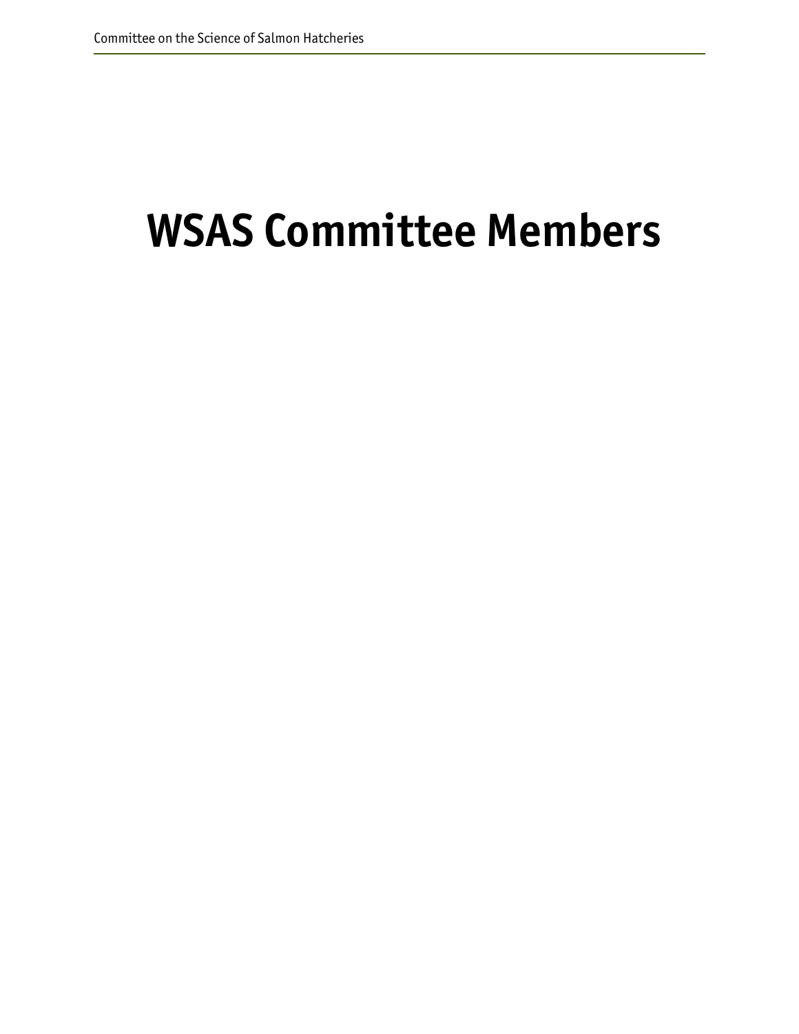# WSAS Committee Members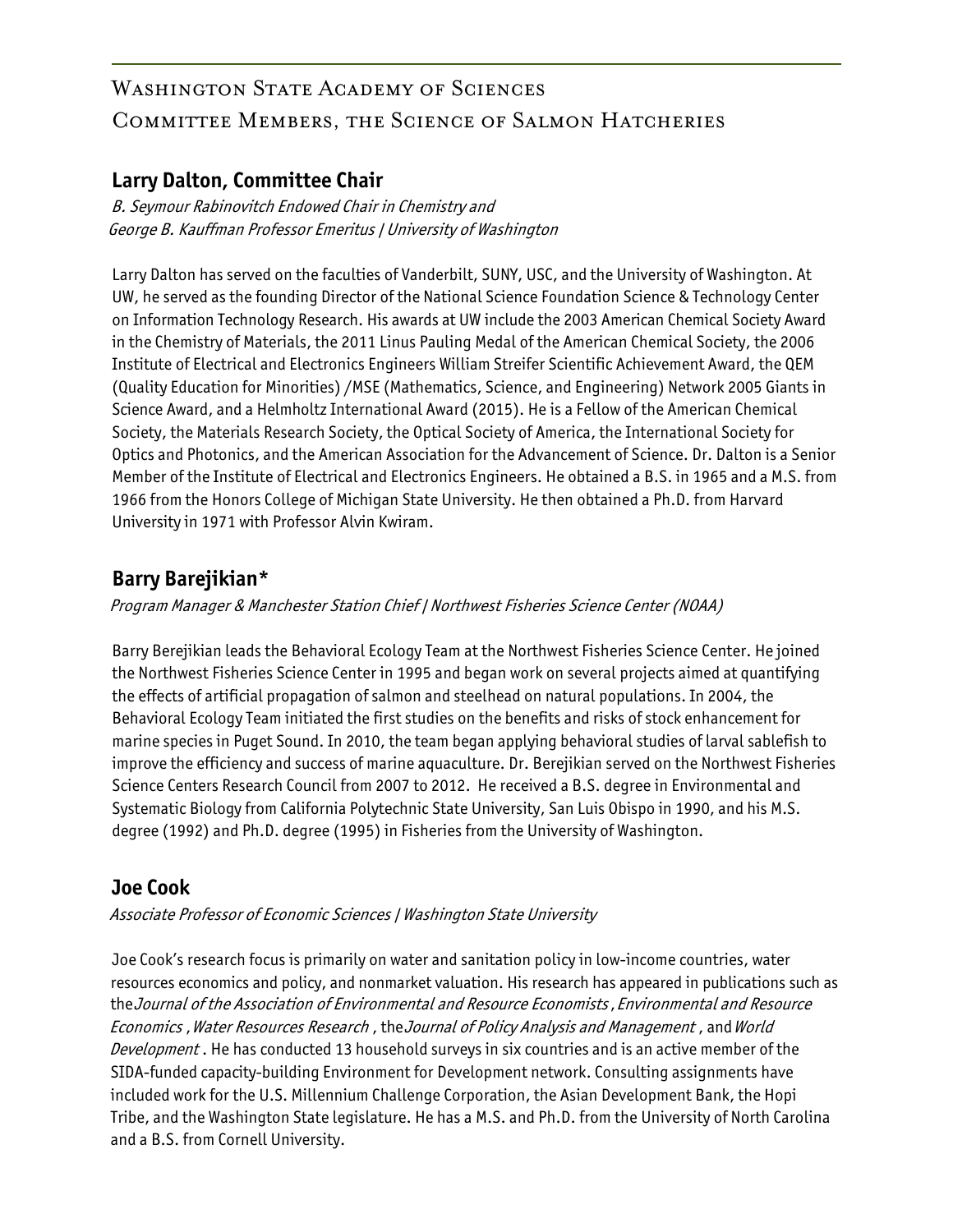# Washington State Academy of Sciences
# Committee Members, the Science of Salmon Hatcheries

## Larry Dalton, Committee Chair

*B. Seymour Rabinovitch Endowed Chair in Chemistry and George B. Kauffman Professor Emeritus | University of Washington*

Larry Dalton has served on the faculties of Vanderbilt, SUNY, USC, and the University of Washington. At UW, he served as the founding Director of the National Science Foundation Science & Technology Center on Information Technology Research. His awards at UW include the 2003 American Chemical Society Award in the Chemistry of Materials, the 2011 Linus Pauling Medal of the American Chemical Society, the 2006 Institute of Electrical and Electronics Engineers William Streifer Scientific Achievement Award, the QEM (Quality Education for Minorities) /MSE (Mathematics, Science, and Engineering) Network 2005 Giants in Science Award, and a Helmholtz International Award (2015). He is a Fellow of the American Chemical Society, the Materials Research Society, the Optical Society of America, the International Society for Optics and Photonics, and the American Association for the Advancement of Science. Dr. Dalton is a Senior Member of the Institute of Electrical and Electronics Engineers. He obtained a B.S. in 1965 and a M.S. from 1966 from the Honors College of Michigan State University. He then obtained a Ph.D. from Harvard University in 1971 with Professor Alvin Kwiram.

## Barry Barejikian*

*Program Manager & Manchester Station Chief | Northwest Fisheries Science Center (NOAA)*

Barry Berejikian leads the Behavioral Ecology Team at the Northwest Fisheries Science Center. He joined the Northwest Fisheries Science Center in 1995 and began work on several projects aimed at quantifying the effects of artificial propagation of salmon and steelhead on natural populations. In 2004, the Behavioral Ecology Team initiated the first studies on the benefits and risks of stock enhancement for marine species in Puget Sound. In 2010, the team began applying behavioral studies of larval sablefish to improve the efficiency and success of marine aquaculture. Dr. Berejikian served on the Northwest Fisheries Science Centers Research Council from 2007 to 2012. He received a B.S. degree in Environmental and Systematic Biology from California Polytechnic State University, San Luis Obispo in 1990, and his M.S. degree (1992) and Ph.D. degree (1995) in Fisheries from the University of Washington.

## Joe Cook

*Associate Professor of Economic Sciences | Washington State University*

Joe Cook's research focus is primarily on water and sanitation policy in low-income countries, water resources economics and policy, and nonmarket valuation. His research has appeared in publications such as the *Journal of the Association of Environmental and Resource Economists* , *Environmental and Resource Economics* , *Water Resources Research* , the *Journal of Policy Analysis and Management* , and *World Development* . He has conducted 13 household surveys in six countries and is an active member of the SIDA-funded capacity-building Environment for Development network. Consulting assignments have included work for the U.S. Millennium Challenge Corporation, the Asian Development Bank, the Hopi Tribe, and the Washington State legislature. He has a M.S. and Ph.D. from the University of North Carolina and a B.S. from Cornell University.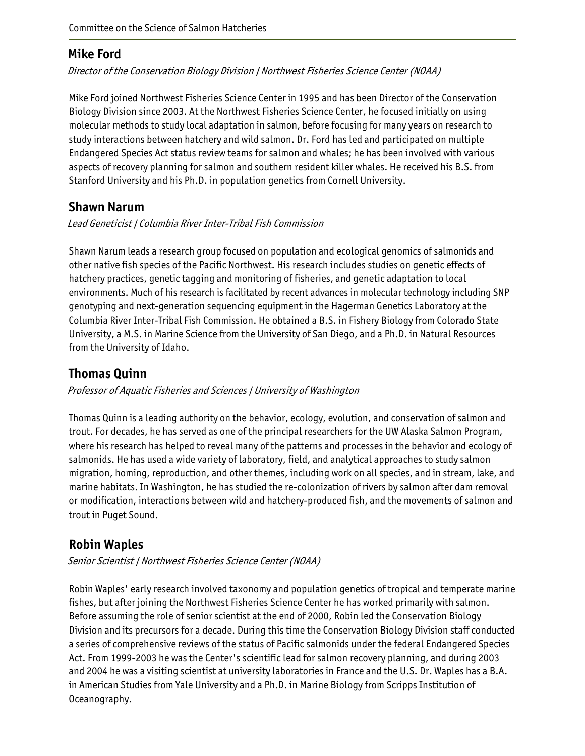## Mike Ford

*Director of the Conservation Biology Division | Northwest Fisheries Science Center (NOAA)*

Mike Ford joined Northwest Fisheries Science Center in 1995 and has been Director of the Conservation Biology Division since 2003. At the Northwest Fisheries Science Center, he focused initially on using molecular methods to study local adaptation in salmon, before focusing for many years on research to study interactions between hatchery and wild salmon. Dr. Ford has led and participated on multiple Endangered Species Act status review teams for salmon and whales; he has been involved with various aspects of recovery planning for salmon and southern resident killer whales. He received his B.S. from Stanford University and his Ph.D. in population genetics from Cornell University.

## Shawn Narum

*Lead Geneticist | Columbia River Inter-Tribal Fish Commission*

Shawn Narum leads a research group focused on population and ecological genomics of salmonids and other native fish species of the Pacific Northwest. His research includes studies on genetic effects of hatchery practices, genetic tagging and monitoring of fisheries, and genetic adaptation to local environments. Much of his research is facilitated by recent advances in molecular technology including SNP genotyping and next-generation sequencing equipment in the Hagerman Genetics Laboratory at the Columbia River Inter-Tribal Fish Commission. He obtained a B.S. in Fishery Biology from Colorado State University, a M.S. in Marine Science from the University of San Diego, and a Ph.D. in Natural Resources from the University of Idaho.

## Thomas Quinn

*Professor of Aquatic Fisheries and Sciences | University of Washington*

Thomas Quinn is a leading authority on the behavior, ecology, evolution, and conservation of salmon and trout. For decades, he has served as one of the principal researchers for the UW Alaska Salmon Program, where his research has helped to reveal many of the patterns and processes in the behavior and ecology of salmonids. He has used a wide variety of laboratory, field, and analytical approaches to study salmon migration, homing, reproduction, and other themes, including work on all species, and in stream, lake, and marine habitats. In Washington, he has studied the re-colonization of rivers by salmon after dam removal or modification, interactions between wild and hatchery-produced fish, and the movements of salmon and trout in Puget Sound.

## Robin Waples

*Senior Scientist | Northwest Fisheries Science Center (NOAA)*

Robin Waples' early research involved taxonomy and population genetics of tropical and temperate marine fishes, but after joining the Northwest Fisheries Science Center he has worked primarily with salmon. Before assuming the role of senior scientist at the end of 2000, Robin led the Conservation Biology Division and its precursors for a decade. During this time the Conservation Biology Division staff conducted a series of comprehensive reviews of the status of Pacific salmonids under the federal Endangered Species Act. From 1999-2003 he was the Center's scientific lead for salmon recovery planning, and during 2003 and 2004 he was a visiting scientist at university laboratories in France and the U.S. Dr. Waples has a B.A. in American Studies from Yale University and a Ph.D. in Marine Biology from Scripps Institution of Oceanography.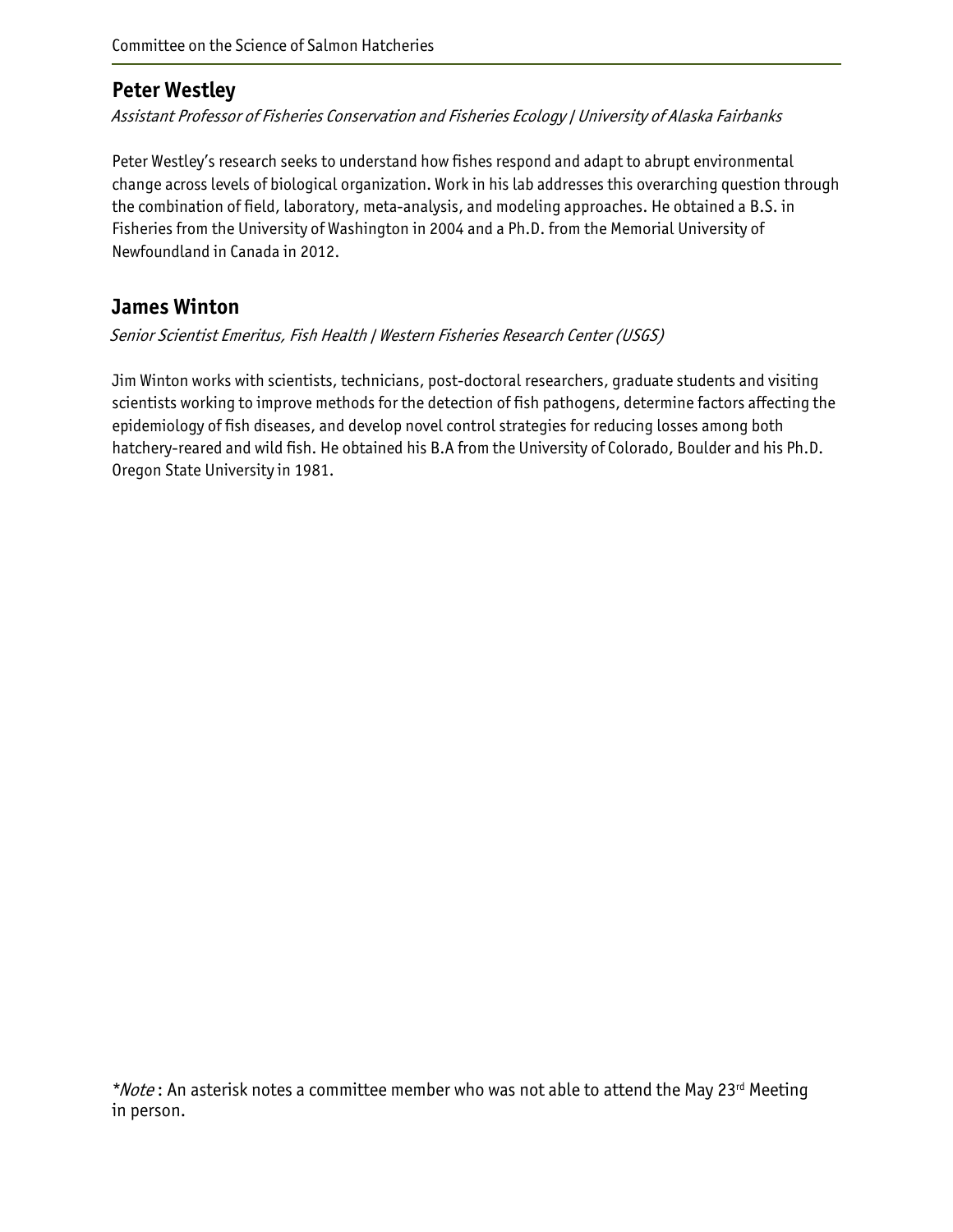## Peter Westley

*Assistant Professor of Fisheries Conservation and Fisheries Ecology | University of Alaska Fairbanks*

Peter Westley's research seeks to understand how fishes respond and adapt to abrupt environmental change across levels of biological organization. Work in his lab addresses this overarching question through the combination of field, laboratory, meta-analysis, and modeling approaches. He obtained a B.S. in Fisheries from the University of Washington in 2004 and a Ph.D. from the Memorial University of Newfoundland in Canada in 2012.

## James Winton

*Senior Scientist Emeritus, Fish Health | Western Fisheries Research Center (USGS)*

Jim Winton works with scientists, technicians, post-doctoral researchers, graduate students and visiting scientists working to improve methods for the detection of fish pathogens, determine factors affecting the epidemiology of fish diseases, and develop novel control strategies for reducing losses among both hatchery-reared and wild fish. He obtained his B.A from the University of Colorado, Boulder and his Ph.D. Oregon State University in 1981.

**Note* : An asterisk notes a committee member who was not able to attend the May 23rd Meeting in person.